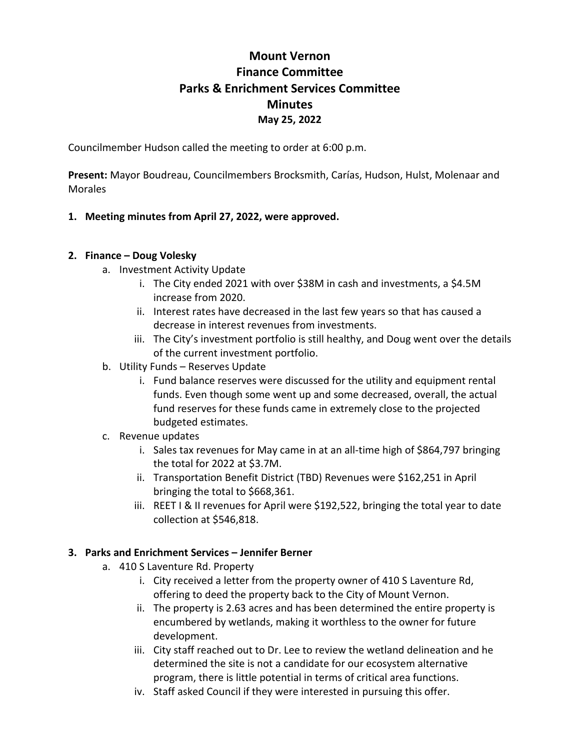# Mount Vernon
# Finance Committee
# Parks & Enrichment Services Committee
# Minutes
### May 25, 2022

Councilmember Hudson called the meeting to order at 6:00 p.m.

**Present:** Mayor Boudreau, Councilmembers Brocksmith, Carías, Hudson, Hulst, Molenaar and Morales

1. **Meeting minutes from April 27, 2022, were approved.**

2. **Finance – Doug Volesky**
   a. Investment Activity Update
      i. The City ended 2021 with over $38M in cash and investments, a $4.5M increase from 2020.
      ii. Interest rates have decreased in the last few years so that has caused a decrease in interest revenues from investments.
      iii. The City's investment portfolio is still healthy, and Doug went over the details of the current investment portfolio.

   b. Utility Funds – Reserves Update
      i. Fund balance reserves were discussed for the utility and equipment rental funds. Even though some went up and some decreased, overall, the actual fund reserves for these funds came in extremely close to the projected budgeted estimates.

   c. Revenue updates
      i. Sales tax revenues for May came in at an all-time high of $864,797 bringing the total for 2022 at $3.7M.
      ii. Transportation Benefit District (TBD) Revenues were $162,251 in April bringing the total to $668,361.
      iii. REET I & II revenues for April were $192,522, bringing the total year to date collection at $546,818.

3. **Parks and Enrichment Services – Jennifer Berner**
   a. 410 S Laventure Rd. Property
      i. City received a letter from the property owner of 410 S Laventure Rd, offering to deed the property back to the City of Mount Vernon.
      ii. The property is 2.63 acres and has been determined the entire property is encumbered by wetlands, making it worthless to the owner for future development.
      iii. City staff reached out to Dr. Lee to review the wetland delineation and he determined the site is not a candidate for our ecosystem alternative program, there is little potential in terms of critical area functions.
      iv. Staff asked Council if they were interested in pursuing this offer.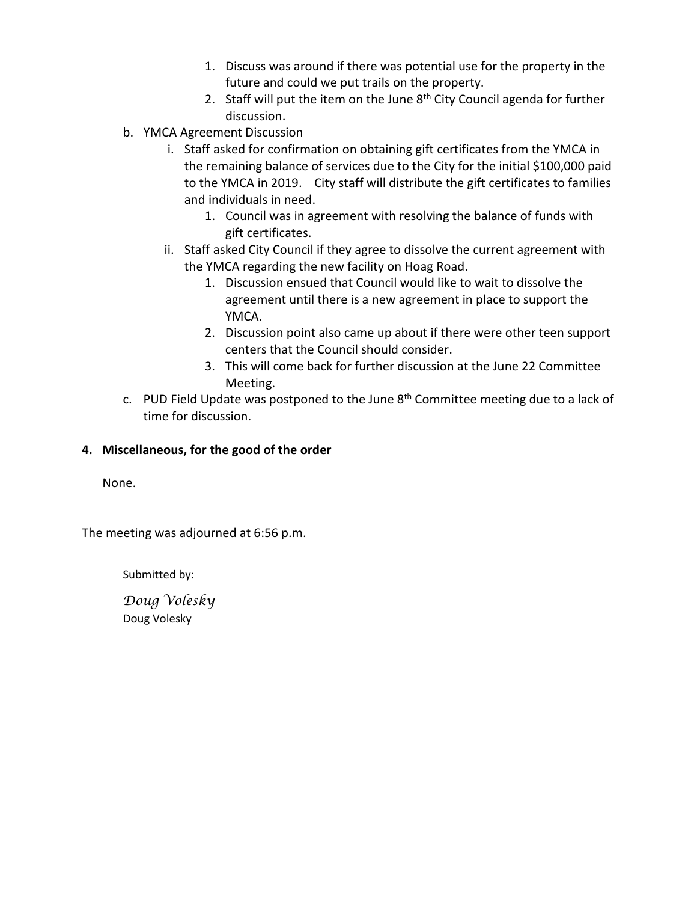1. Discuss was around if there was potential use for the property in the future and could we put trails on the property.
2. Staff will put the item on the June 8th City Council agenda for further discussion.

b. YMCA Agreement Discussion

   i. Staff asked for confirmation on obtaining gift certificates from the YMCA in the remaining balance of services due to the City for the initial $100,000 paid to the YMCA in 2019. City staff will distribute the gift certificates to families and individuals in need.

      1. Council was in agreement with resolving the balance of funds with gift certificates.

   ii. Staff asked City Council if they agree to dissolve the current agreement with the YMCA regarding the new facility on Hoag Road.

      1. Discussion ensued that Council would like to wait to dissolve the agreement until there is a new agreement in place to support the YMCA.
      2. Discussion point also came up about if there were other teen support centers that the Council should consider.
      3. This will come back for further discussion at the June 22 Committee Meeting.

c. PUD Field Update was postponed to the June 8th Committee meeting due to a lack of time for discussion.

**4. Miscellaneous, for the good of the order**

None.

The meeting was adjourned at 6:56 p.m.

Submitted by:

*Doug Volesky*

Doug Volesky